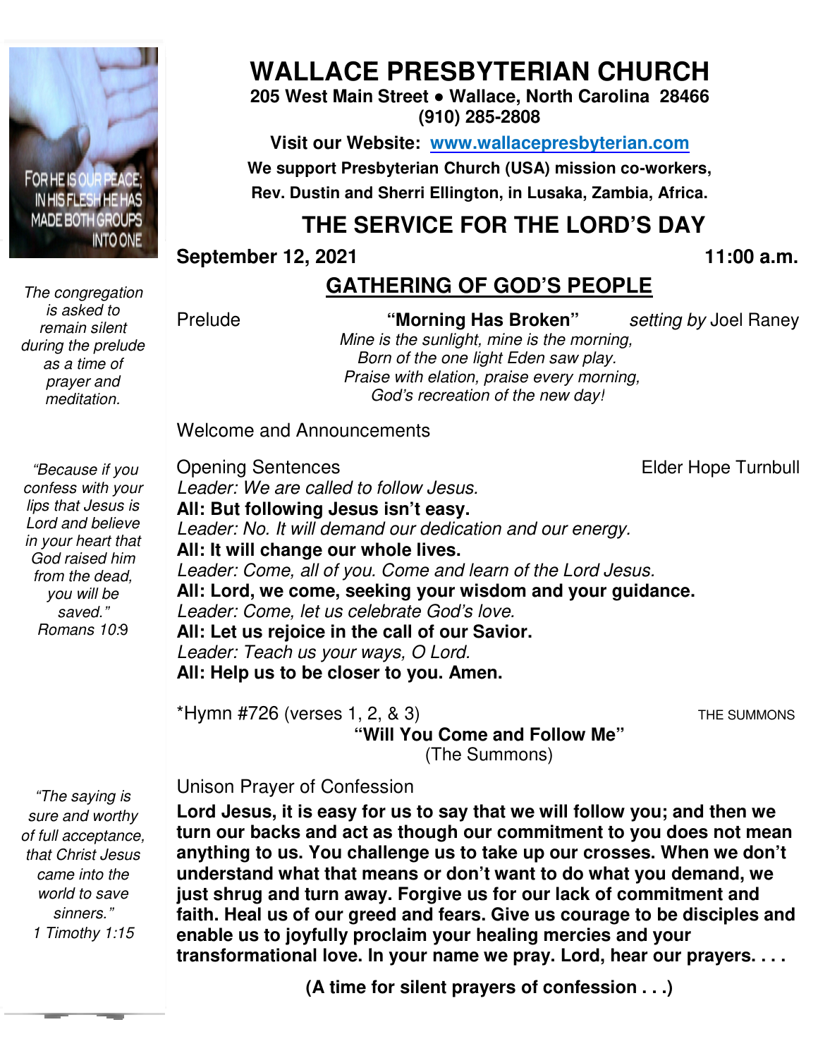# WALLACE PRESBYTERIAN CHURCH

**205 West Main Street ● Wallace, North Carolina 28466**
**(910) 285-2808**

**Visit our Website: www.wallacepresbyterian.com**

**We support Presbyterian Church (USA) mission co-workers, Rev. Dustin and Sherri Ellington, in Lusaka, Zambia, Africa.**

## THE SERVICE FOR THE LORD'S DAY

**September 12, 2021** **11:00 a.m.**

## GATHERING OF GOD'S PEOPLE

*The congregation is asked to remain silent during the prelude as a time of prayer and meditation.*

Prelude **"Morning Has Broken"** *setting by* Joel Raney

*Mine is the sunlight, mine is the morning,*
*Born of the one light Eden saw play.*
*Praise with elation, praise every morning,*
*God's recreation of the new day!*

Welcome and Announcements

*"Because if you confess with your lips that Jesus is Lord and believe in your heart that God raised him from the dead, you will be saved." Romans 10:9*

Opening Sentences Elder Hope Turnbull

*Leader: We are called to follow Jesus.*
**All: But following Jesus isn't easy.**
*Leader: No. It will demand our dedication and our energy.*
**All: It will change our whole lives.**
*Leader: Come, all of you. Come and learn of the Lord Jesus.*
**All: Lord, we come, seeking your wisdom and your guidance.**
*Leader: Come, let us celebrate God's love.*
**All: Let us rejoice in the call of our Savior.**
*Leader: Teach us your ways, O Lord.*
**All: Help us to be closer to you. Amen.**

*Hymn #726 (verses 1, 2, & 3) THE SUMMONS
**"Will You Come and Follow Me"**
(The Summons)

*"The saying is sure and worthy of full acceptance, that Christ Jesus came into the world to save sinners." 1 Timothy 1:15*

Unison Prayer of Confession

**Lord Jesus, it is easy for us to say that we will follow you; and then we turn our backs and act as though our commitment to you does not mean anything to us. You challenge us to take up our crosses. When we don't understand what that means or don't want to do what you demand, we just shrug and turn away. Forgive us for our lack of commitment and faith. Heal us of our greed and fears. Give us courage to be disciples and enable us to joyfully proclaim your healing mercies and your transformational love. In your name we pray. Lord, hear our prayers. . . .**

**(A time for silent prayers of confession . . .)**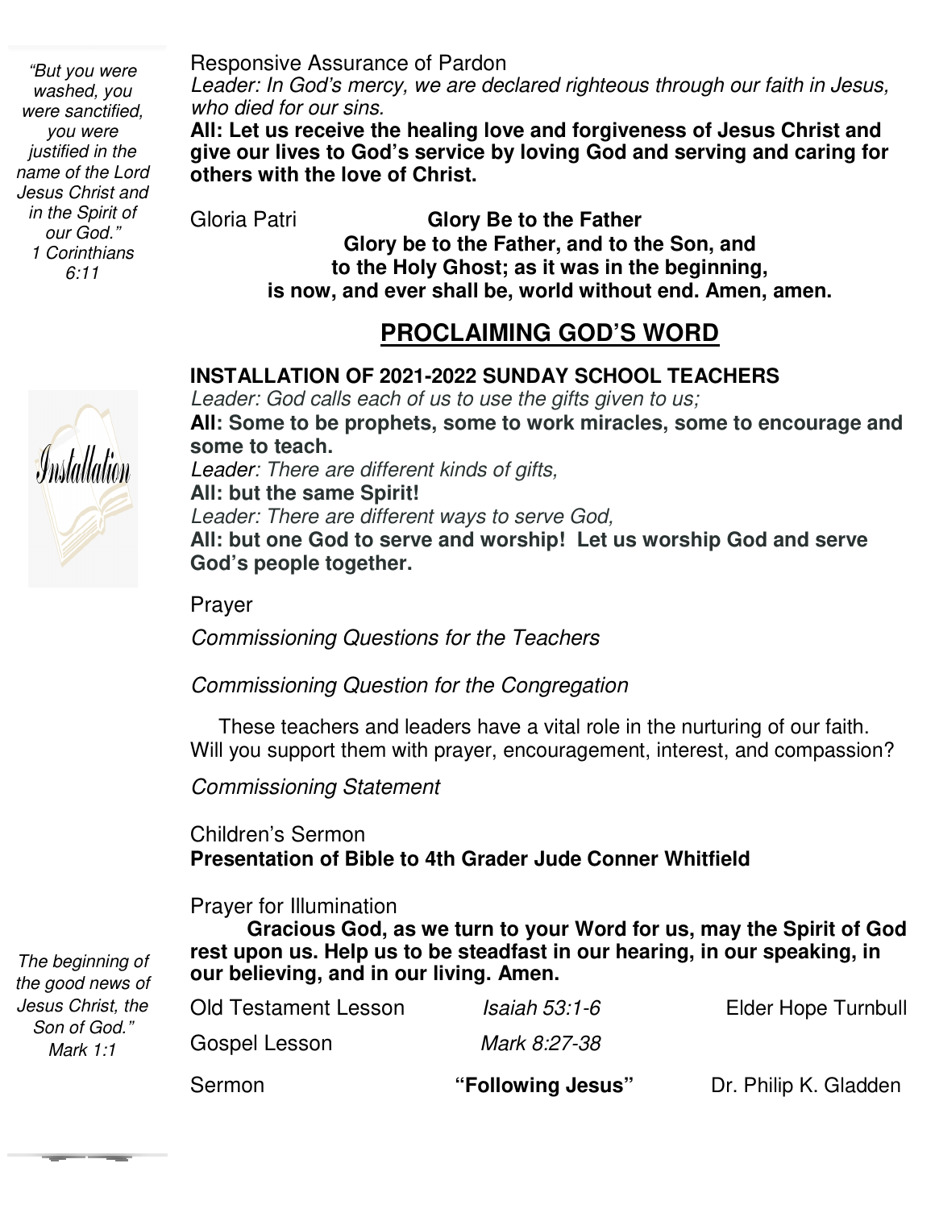*"But you were washed, you were sanctified, you were justified in the name of the Lord Jesus Christ and in the Spirit of our God." 1 Corinthians 6:11*

Responsive Assurance of Pardon

*Leader: In God's mercy, we are declared righteous through our faith in Jesus, who died for our sins.*

**All: Let us receive the healing love and forgiveness of Jesus Christ and give our lives to God's service by loving God and serving and caring for others with the love of Christ.**

Gloria Patri **Glory Be to the Father**

**Glory be to the Father, and to the Son, and to the Holy Ghost; as it was in the beginning, is now, and ever shall be, world without end. Amen, amen.**

## PROCLAIMING GOD'S WORD

**INSTALLATION OF 2021-2022 SUNDAY SCHOOL TEACHERS**

*Leader: God calls each of us to use the gifts given to us;*

**All: Some to be prophets, some to work miracles, some to encourage and some to teach.**

*Leader: There are different kinds of gifts,*

**All: but the same Spirit!**

*Leader: There are different ways to serve God,*

**All: but one God to serve and worship! Let us worship God and serve God's people together.**

Prayer

*Commissioning Questions for the Teachers*

*Commissioning Question for the Congregation*

These teachers and leaders have a vital role in the nurturing of our faith. Will you support them with prayer, encouragement, interest, and compassion?

*Commissioning Statement*

Children's Sermon

**Presentation of Bible to 4th Grader Jude Conner Whitfield**

Prayer for Illumination

**Gracious God, as we turn to your Word for us, may the Spirit of God rest upon us. Help us to be steadfast in our hearing, in our speaking, in our believing, and in our living. Amen.**

*The beginning of the good news of Jesus Christ, the Son of God." Mark 1:1*

Old Testament Lesson *Isaiah 53:1-6* Elder Hope Turnbull

Gospel Lesson *Mark 8:27-38*

Sermon **"Following Jesus"** Dr. Philip K. Gladden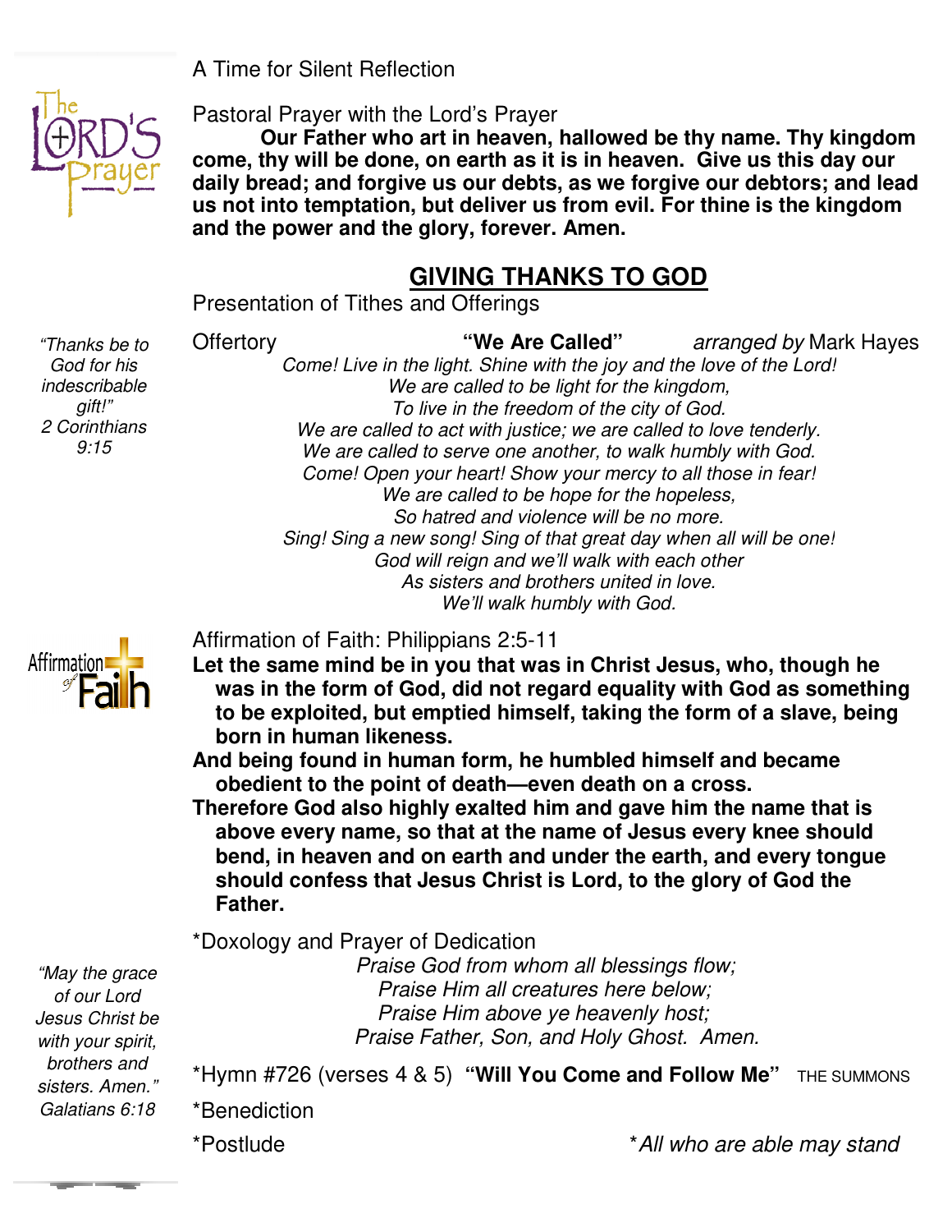A Time for Silent Reflection

Pastoral Prayer with the Lord's Prayer

**Our Father who art in heaven, hallowed be thy name. Thy kingdom come, thy will be done, on earth as it is in heaven. Give us this day our daily bread; and forgive us our debts, as we forgive our debtors; and lead us not into temptation, but deliver us from evil. For thine is the kingdom and the power and the glory, forever. Amen.**

## GIVING THANKS TO GOD

Presentation of Tithes and Offerings

*"Thanks be to God for his indescribable gift!" 2 Corinthians 9:15*

Offertory **"We Are Called"** *arranged by* Mark Hayes

*Come! Live in the light. Shine with the joy and the love of the Lord!*
*We are called to be light for the kingdom,*
*To live in the freedom of the city of God.*
*We are called to act with justice; we are called to love tenderly.*
*We are called to serve one another, to walk humbly with God.*
*Come! Open your heart! Show your mercy to all those in fear!*
*We are called to be hope for the hopeless,*
*So hatred and violence will be no more.*
*Sing! Sing a new song! Sing of that great day when all will be one!*
*God will reign and we'll walk with each other*
*As sisters and brothers united in love.*
*We'll walk humbly with God.*

Affirmation of Faith: Philippians 2:5-11

**Let the same mind be in you that was in Christ Jesus, who, though he was in the form of God, did not regard equality with God as something to be exploited, but emptied himself, taking the form of a slave, being born in human likeness.**

**And being found in human form, he humbled himself and became obedient to the point of death—even death on a cross.**

**Therefore God also highly exalted him and gave him the name that is above every name, so that at the name of Jesus every knee should bend, in heaven and on earth and under the earth, and every tongue should confess that Jesus Christ is Lord, to the glory of God the Father.**

*Doxology and Prayer of Dedication

*Praise God from whom all blessings flow;*
*Praise Him all creatures here below;*
*Praise Him above ye heavenly host;*
*Praise Father, Son, and Holy Ghost. Amen.*

*"May the grace of our Lord Jesus Christ be with your spirit, brothers and sisters. Amen." Galatians 6:18*

*Hymn #726 (verses 4 & 5) **"Will You Come and Follow Me"** THE SUMMONS

*Benediction

*Postlude

*\*All who are able may stand*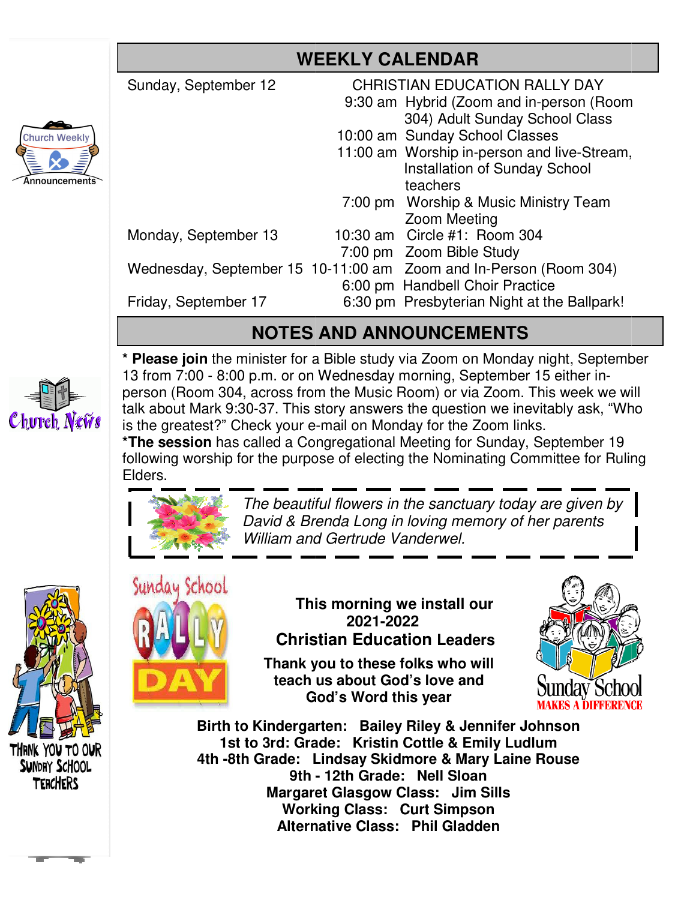## WEEKLY CALENDAR

| | | |
|---|---|---|
| Sunday, September 12 | | CHRISTIAN EDUCATION RALLY DAY |
| | 9:30 am | Hybrid (Zoom and in-person (Room 304) Adult Sunday School Class |
| | 10:00 am | Sunday School Classes |
| | 11:00 am | Worship in-person and live-Stream, Installation of Sunday School teachers |
| | 7:00 pm | Worship & Music Ministry Team Zoom Meeting |
| Monday, September 13 | 10:30 am | Circle #1: Room 304 |
| | 7:00 pm | Zoom Bible Study |
| Wednesday, September 15 | 10-11:00 am | Zoom and In-Person (Room 304) |
| | 6:00 pm | Handbell Choir Practice |
| Friday, September 17 | 6:30 pm | Presbyterian Night at the Ballpark! |

## NOTES AND ANNOUNCEMENTS

* **Please join** the minister for a Bible study via Zoom on Monday night, September 13 from 7:00 - 8:00 p.m. or on Wednesday morning, September 15 either in-person (Room 304, across from the Music Room) or via Zoom. This week we will talk about Mark 9:30-37. This story answers the question we inevitably ask, "Who is the greatest?" Check your e-mail on Monday for the Zoom links.

***The session** has called a Congregational Meeting for Sunday, September 19 following worship for the purpose of electing the Nominating Committee for Ruling Elders.

*The beautiful flowers in the sanctuary today are given by David & Brenda Long in loving memory of her parents William and Gertrude Vanderwel.*

**This morning we install our 2021-2022 Christian Education Leaders**

**Thank you to these folks who will teach us about God's love and God's Word this year**

**Birth to Kindergarten: Bailey Riley & Jennifer Johnson**
**1st to 3rd: Grade: Kristin Cottle & Emily Ludlum**
**4th -8th Grade: Lindsay Skidmore & Mary Laine Rouse**
**9th - 12th Grade: Nell Sloan**
**Margaret Glasgow Class: Jim Sills**
**Working Class: Curt Simpson**
**Alternative Class: Phil Gladden**